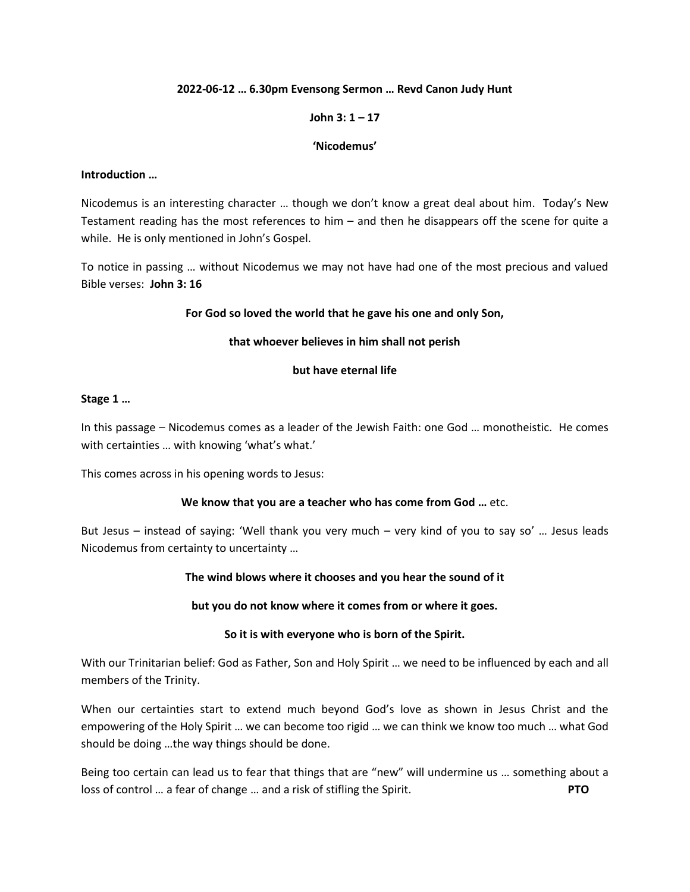**2022-06-12 … 6.30pm Evensong Sermon … Revd Canon Judy Hunt**

**John 3: 1 – 17**

**'Nicodemus'**

**Introduction …**

Nicodemus is an interesting character … though we don't know a great deal about him. Today's New Testament reading has the most references to him – and then he disappears off the scene for quite a while. He is only mentioned in John's Gospel.

To notice in passing … without Nicodemus we may not have had one of the most precious and valued Bible verses: **John 3: 16**

**For God so loved the world that he gave his one and only Son,**

**that whoever believes in him shall not perish**

**but have eternal life**

**Stage 1 …**

In this passage – Nicodemus comes as a leader of the Jewish Faith: one God … monotheistic. He comes with certainties … with knowing 'what's what.'

This comes across in his opening words to Jesus:

**We know that you are a teacher who has come from God …** etc.

But Jesus – instead of saying: 'Well thank you very much – very kind of you to say so' … Jesus leads Nicodemus from certainty to uncertainty …

**The wind blows where it chooses and you hear the sound of it**

**but you do not know where it comes from or where it goes.**

**So it is with everyone who is born of the Spirit.**

With our Trinitarian belief: God as Father, Son and Holy Spirit … we need to be influenced by each and all members of the Trinity.

When our certainties start to extend much beyond God's love as shown in Jesus Christ and the empowering of the Holy Spirit … we can become too rigid … we can think we know too much … what God should be doing …the way things should be done.

Being too certain can lead us to fear that things that are "new" will undermine us … something about a loss of control … a fear of change … and a risk of stifling the Spirit. **PTO**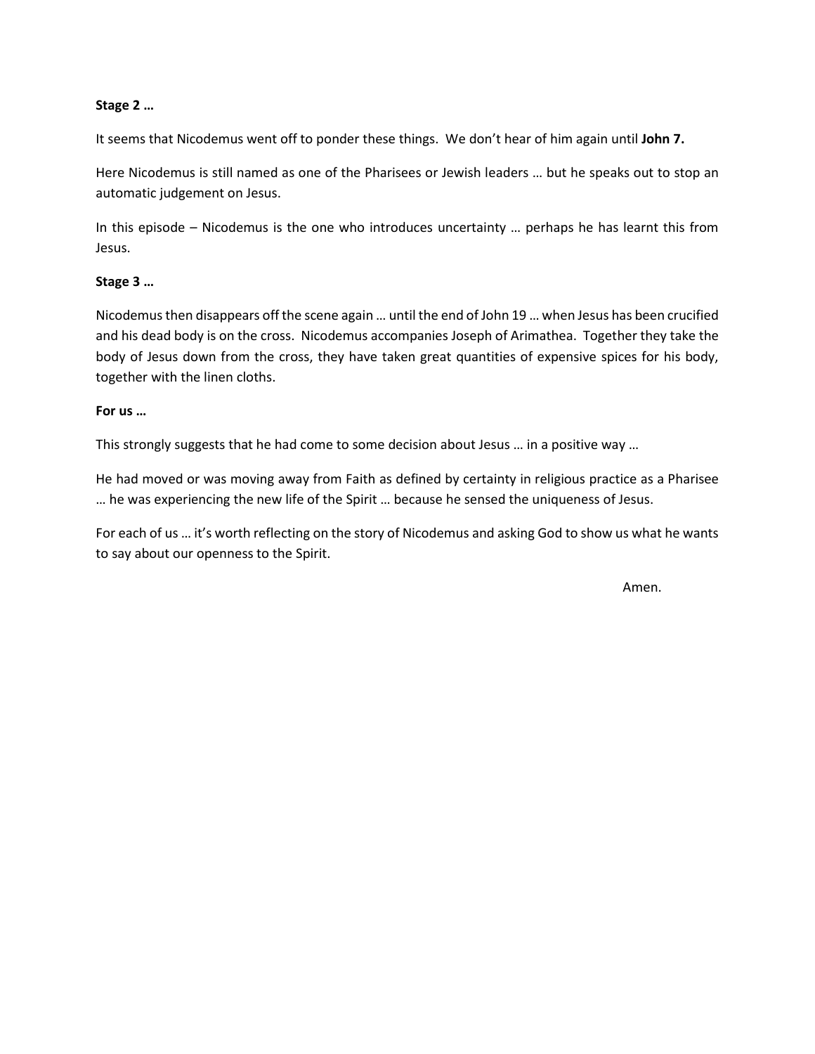**Stage 2 …**

It seems that Nicodemus went off to ponder these things. We don't hear of him again until **John 7.**

Here Nicodemus is still named as one of the Pharisees or Jewish leaders … but he speaks out to stop an automatic judgement on Jesus.

In this episode – Nicodemus is the one who introduces uncertainty … perhaps he has learnt this from Jesus.

**Stage 3 …**

Nicodemus then disappears off the scene again … until the end of John 19 … when Jesus has been crucified and his dead body is on the cross. Nicodemus accompanies Joseph of Arimathea. Together they take the body of Jesus down from the cross, they have taken great quantities of expensive spices for his body, together with the linen cloths.

**For us …**

This strongly suggests that he had come to some decision about Jesus … in a positive way …

He had moved or was moving away from Faith as defined by certainty in religious practice as a Pharisee … he was experiencing the new life of the Spirit … because he sensed the uniqueness of Jesus.

For each of us … it's worth reflecting on the story of Nicodemus and asking God to show us what he wants to say about our openness to the Spirit.

Amen.